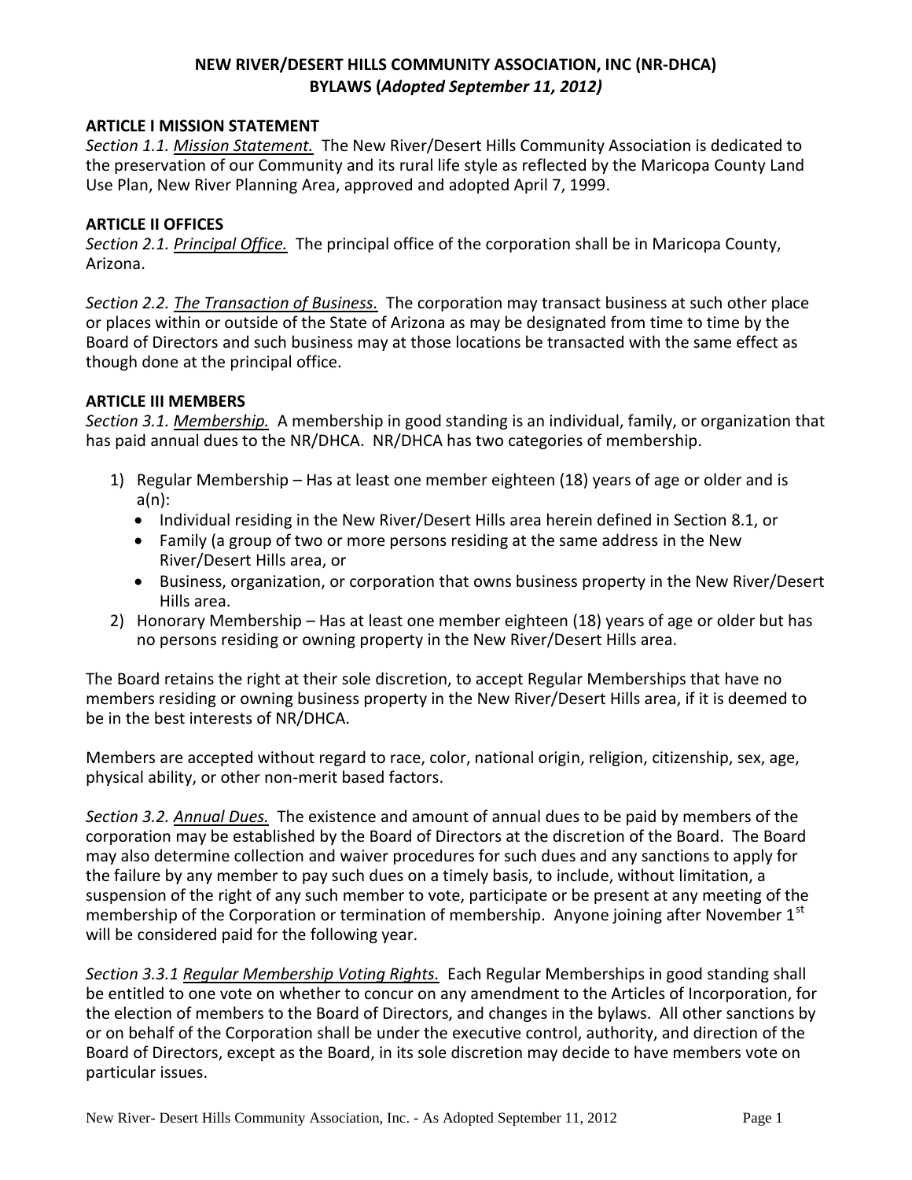# NEW RIVER/DESERT HILLS COMMUNITY ASSOCIATION, INC (NR-DHCA)
## BYLAWS (*Adopted September 11, 2012)*

### ARTICLE I MISSION STATEMENT

*Section 1.1. Mission Statement.* The New River/Desert Hills Community Association is dedicated to the preservation of our Community and its rural life style as reflected by the Maricopa County Land Use Plan, New River Planning Area, approved and adopted April 7, 1999.

### ARTICLE II OFFICES

*Section 2.1. Principal Office.* The principal office of the corporation shall be in Maricopa County, Arizona.

*Section 2.2. The Transaction of Business.* The corporation may transact business at such other place or places within or outside of the State of Arizona as may be designated from time to time by the Board of Directors and such business may at those locations be transacted with the same effect as though done at the principal office.

### ARTICLE III MEMBERS

*Section 3.1. Membership.* A membership in good standing is an individual, family, or organization that has paid annual dues to the NR/DHCA. NR/DHCA has two categories of membership.

1) Regular Membership – Has at least one member eighteen (18) years of age or older and is a(n):
   - Individual residing in the New River/Desert Hills area herein defined in Section 8.1, or
   - Family (a group of two or more persons residing at the same address in the New River/Desert Hills area, or
   - Business, organization, or corporation that owns business property in the New River/Desert Hills area.
2) Honorary Membership – Has at least one member eighteen (18) years of age or older but has no persons residing or owning property in the New River/Desert Hills area.

The Board retains the right at their sole discretion, to accept Regular Memberships that have no members residing or owning business property in the New River/Desert Hills area, if it is deemed to be in the best interests of NR/DHCA.

Members are accepted without regard to race, color, national origin, religion, citizenship, sex, age, physical ability, or other non-merit based factors.

*Section 3.2. Annual Dues.* The existence and amount of annual dues to be paid by members of the corporation may be established by the Board of Directors at the discretion of the Board. The Board may also determine collection and waiver procedures for such dues and any sanctions to apply for the failure by any member to pay such dues on a timely basis, to include, without limitation, a suspension of the right of any such member to vote, participate or be present at any meeting of the membership of the Corporation or termination of membership. Anyone joining after November 1st will be considered paid for the following year.

*Section 3.3.1 Regular Membership Voting Rights.* Each Regular Memberships in good standing shall be entitled to one vote on whether to concur on any amendment to the Articles of Incorporation, for the election of members to the Board of Directors, and changes in the bylaws. All other sanctions by or on behalf of the Corporation shall be under the executive control, authority, and direction of the Board of Directors, except as the Board, in its sole discretion may decide to have members vote on particular issues.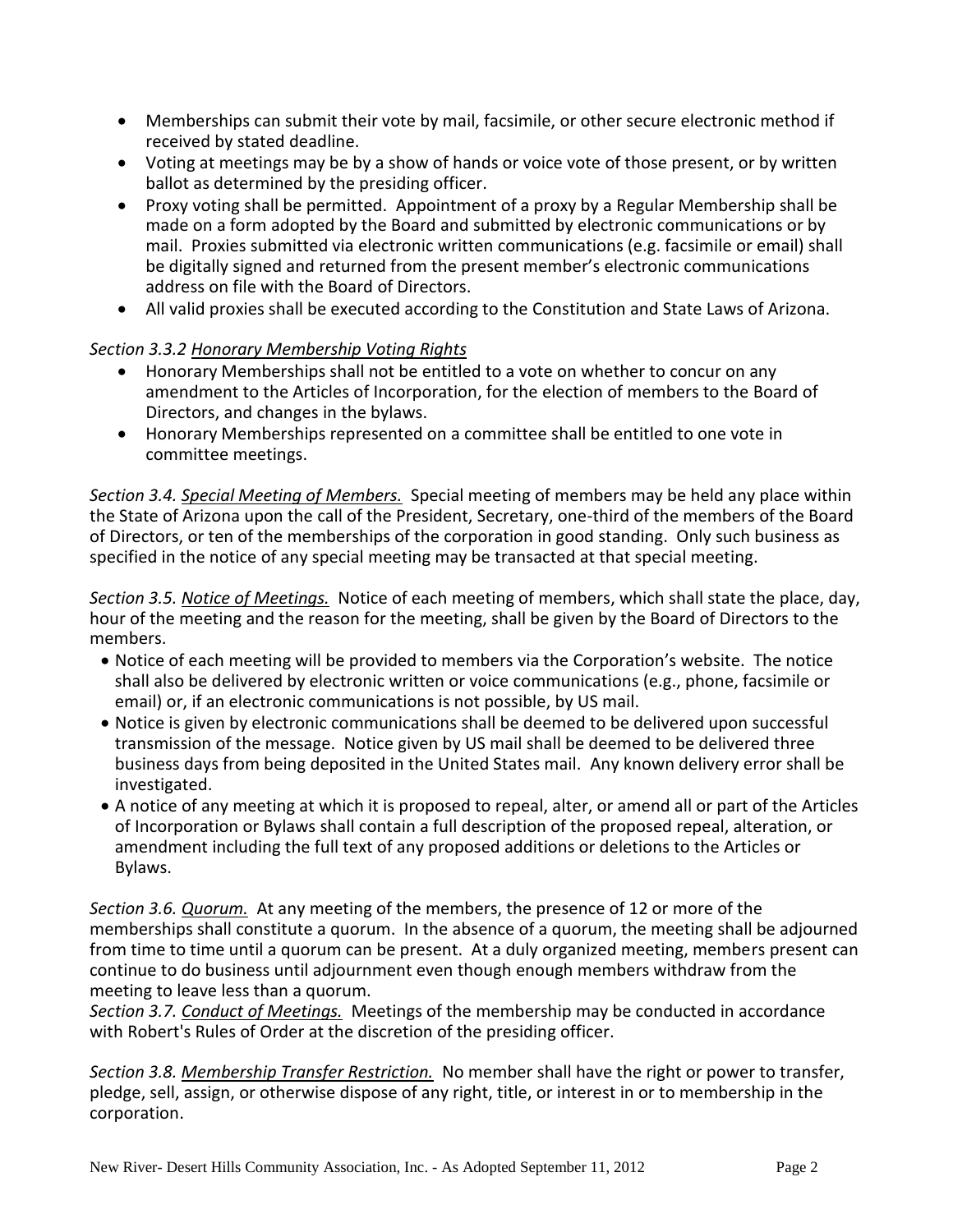- Memberships can submit their vote by mail, facsimile, or other secure electronic method if received by stated deadline.
- Voting at meetings may be by a show of hands or voice vote of those present, or by written ballot as determined by the presiding officer.
- Proxy voting shall be permitted. Appointment of a proxy by a Regular Membership shall be made on a form adopted by the Board and submitted by electronic communications or by mail. Proxies submitted via electronic written communications (e.g. facsimile or email) shall be digitally signed and returned from the present member's electronic communications address on file with the Board of Directors.
- All valid proxies shall be executed according to the Constitution and State Laws of Arizona.

*Section 3.3.2 Honorary Membership Voting Rights*

- Honorary Memberships shall not be entitled to a vote on whether to concur on any amendment to the Articles of Incorporation, for the election of members to the Board of Directors, and changes in the bylaws.
- Honorary Memberships represented on a committee shall be entitled to one vote in committee meetings.

*Section 3.4. Special Meeting of Members.* Special meeting of members may be held any place within the State of Arizona upon the call of the President, Secretary, one-third of the members of the Board of Directors, or ten of the memberships of the corporation in good standing. Only such business as specified in the notice of any special meeting may be transacted at that special meeting.

*Section 3.5. Notice of Meetings.* Notice of each meeting of members, which shall state the place, day, hour of the meeting and the reason for the meeting, shall be given by the Board of Directors to the members.

- Notice of each meeting will be provided to members via the Corporation's website. The notice shall also be delivered by electronic written or voice communications (e.g., phone, facsimile or email) or, if an electronic communications is not possible, by US mail.
- Notice is given by electronic communications shall be deemed to be delivered upon successful transmission of the message. Notice given by US mail shall be deemed to be delivered three business days from being deposited in the United States mail. Any known delivery error shall be investigated.
- A notice of any meeting at which it is proposed to repeal, alter, or amend all or part of the Articles of Incorporation or Bylaws shall contain a full description of the proposed repeal, alteration, or amendment including the full text of any proposed additions or deletions to the Articles or Bylaws.

*Section 3.6. Quorum.* At any meeting of the members, the presence of 12 or more of the memberships shall constitute a quorum. In the absence of a quorum, the meeting shall be adjourned from time to time until a quorum can be present. At a duly organized meeting, members present can continue to do business until adjournment even though enough members withdraw from the meeting to leave less than a quorum.

*Section 3.7. Conduct of Meetings.* Meetings of the membership may be conducted in accordance with Robert's Rules of Order at the discretion of the presiding officer.

*Section 3.8. Membership Transfer Restriction.* No member shall have the right or power to transfer, pledge, sell, assign, or otherwise dispose of any right, title, or interest in or to membership in the corporation.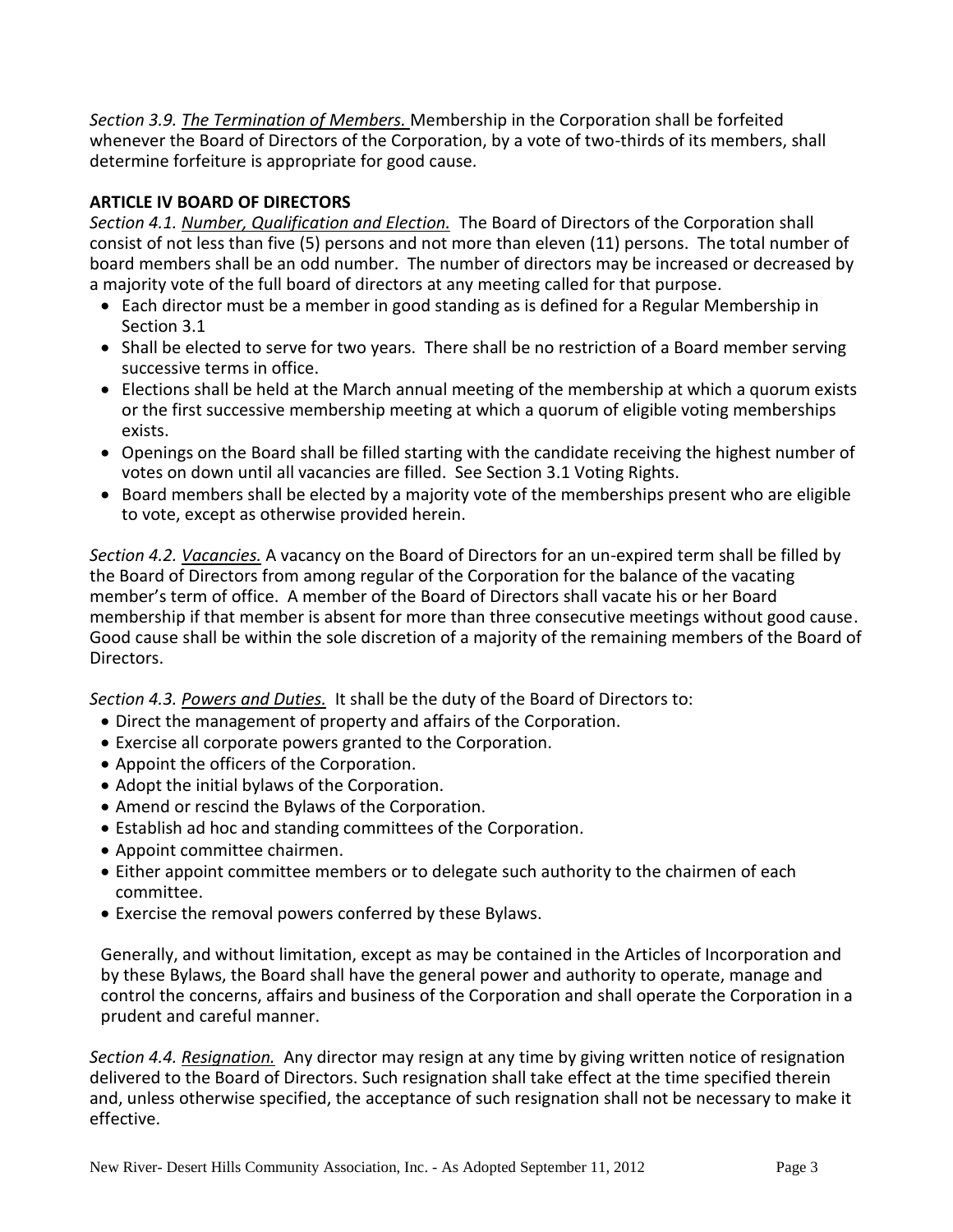*Section 3.9. The Termination of Members.* Membership in the Corporation shall be forfeited whenever the Board of Directors of the Corporation, by a vote of two-thirds of its members, shall determine forfeiture is appropriate for good cause.

**ARTICLE IV BOARD OF DIRECTORS**

*Section 4.1. Number, Qualification and Election.* The Board of Directors of the Corporation shall consist of not less than five (5) persons and not more than eleven (11) persons. The total number of board members shall be an odd number. The number of directors may be increased or decreased by a majority vote of the full board of directors at any meeting called for that purpose.

- Each director must be a member in good standing as is defined for a Regular Membership in Section 3.1
- Shall be elected to serve for two years. There shall be no restriction of a Board member serving successive terms in office.
- Elections shall be held at the March annual meeting of the membership at which a quorum exists or the first successive membership meeting at which a quorum of eligible voting memberships exists.
- Openings on the Board shall be filled starting with the candidate receiving the highest number of votes on down until all vacancies are filled. See Section 3.1 Voting Rights.
- Board members shall be elected by a majority vote of the memberships present who are eligible to vote, except as otherwise provided herein.

*Section 4.2. Vacancies.* A vacancy on the Board of Directors for an un-expired term shall be filled by the Board of Directors from among regular of the Corporation for the balance of the vacating member's term of office. A member of the Board of Directors shall vacate his or her Board membership if that member is absent for more than three consecutive meetings without good cause. Good cause shall be within the sole discretion of a majority of the remaining members of the Board of Directors.

*Section 4.3. Powers and Duties.* It shall be the duty of the Board of Directors to:

- Direct the management of property and affairs of the Corporation.
- Exercise all corporate powers granted to the Corporation.
- Appoint the officers of the Corporation.
- Adopt the initial bylaws of the Corporation.
- Amend or rescind the Bylaws of the Corporation.
- Establish ad hoc and standing committees of the Corporation.
- Appoint committee chairmen.
- Either appoint committee members or to delegate such authority to the chairmen of each committee.
- Exercise the removal powers conferred by these Bylaws.

Generally, and without limitation, except as may be contained in the Articles of Incorporation and by these Bylaws, the Board shall have the general power and authority to operate, manage and control the concerns, affairs and business of the Corporation and shall operate the Corporation in a prudent and careful manner.

*Section 4.4. Resignation.* Any director may resign at any time by giving written notice of resignation delivered to the Board of Directors. Such resignation shall take effect at the time specified therein and, unless otherwise specified, the acceptance of such resignation shall not be necessary to make it effective.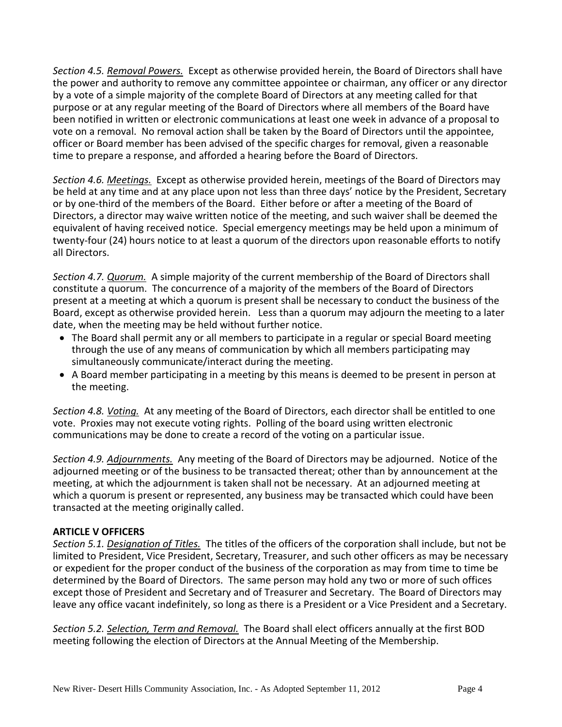*Section 4.5. Removal Powers.* Except as otherwise provided herein, the Board of Directors shall have the power and authority to remove any committee appointee or chairman, any officer or any director by a vote of a simple majority of the complete Board of Directors at any meeting called for that purpose or at any regular meeting of the Board of Directors where all members of the Board have been notified in written or electronic communications at least one week in advance of a proposal to vote on a removal. No removal action shall be taken by the Board of Directors until the appointee, officer or Board member has been advised of the specific charges for removal, given a reasonable time to prepare a response, and afforded a hearing before the Board of Directors.

*Section 4.6. Meetings.* Except as otherwise provided herein, meetings of the Board of Directors may be held at any time and at any place upon not less than three days' notice by the President, Secretary or by one-third of the members of the Board. Either before or after a meeting of the Board of Directors, a director may waive written notice of the meeting, and such waiver shall be deemed the equivalent of having received notice. Special emergency meetings may be held upon a minimum of twenty-four (24) hours notice to at least a quorum of the directors upon reasonable efforts to notify all Directors.

*Section 4.7. Quorum.* A simple majority of the current membership of the Board of Directors shall constitute a quorum. The concurrence of a majority of the members of the Board of Directors present at a meeting at which a quorum is present shall be necessary to conduct the business of the Board, except as otherwise provided herein. Less than a quorum may adjourn the meeting to a later date, when the meeting may be held without further notice.

- The Board shall permit any or all members to participate in a regular or special Board meeting through the use of any means of communication by which all members participating may simultaneously communicate/interact during the meeting.
- A Board member participating in a meeting by this means is deemed to be present in person at the meeting.

*Section 4.8. Voting.* At any meeting of the Board of Directors, each director shall be entitled to one vote. Proxies may not execute voting rights. Polling of the board using written electronic communications may be done to create a record of the voting on a particular issue.

*Section 4.9. Adjournments.* Any meeting of the Board of Directors may be adjourned. Notice of the adjourned meeting or of the business to be transacted thereat; other than by announcement at the meeting, at which the adjournment is taken shall not be necessary. At an adjourned meeting at which a quorum is present or represented, any business may be transacted which could have been transacted at the meeting originally called.

**ARTICLE V OFFICERS**

*Section 5.1. Designation of Titles.* The titles of the officers of the corporation shall include, but not be limited to President, Vice President, Secretary, Treasurer, and such other officers as may be necessary or expedient for the proper conduct of the business of the corporation as may from time to time be determined by the Board of Directors. The same person may hold any two or more of such offices except those of President and Secretary and of Treasurer and Secretary. The Board of Directors may leave any office vacant indefinitely, so long as there is a President or a Vice President and a Secretary.

*Section 5.2. Selection, Term and Removal.* The Board shall elect officers annually at the first BOD meeting following the election of Directors at the Annual Meeting of the Membership.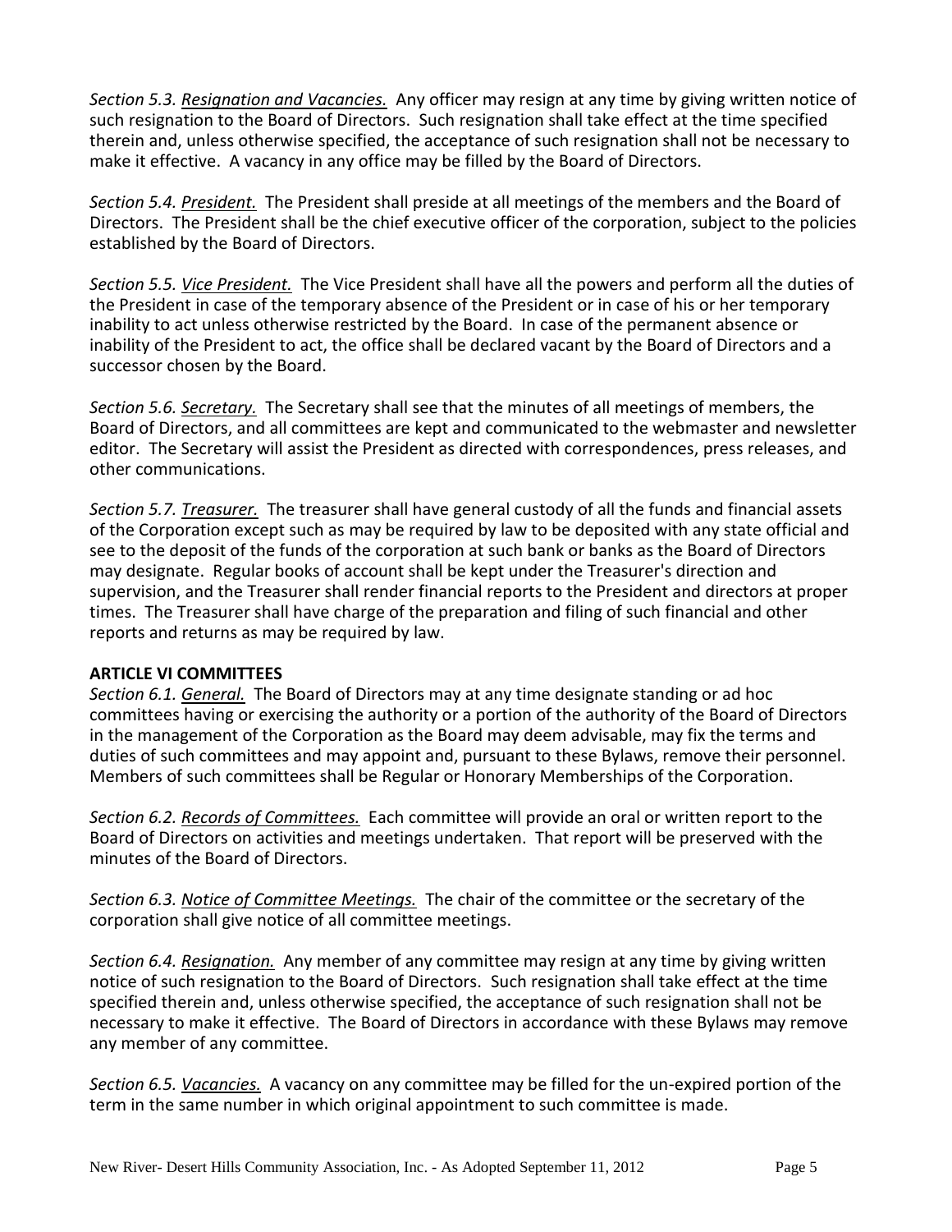*Section 5.3. Resignation and Vacancies.* Any officer may resign at any time by giving written notice of such resignation to the Board of Directors. Such resignation shall take effect at the time specified therein and, unless otherwise specified, the acceptance of such resignation shall not be necessary to make it effective. A vacancy in any office may be filled by the Board of Directors.

*Section 5.4. President.* The President shall preside at all meetings of the members and the Board of Directors. The President shall be the chief executive officer of the corporation, subject to the policies established by the Board of Directors.

*Section 5.5. Vice President.* The Vice President shall have all the powers and perform all the duties of the President in case of the temporary absence of the President or in case of his or her temporary inability to act unless otherwise restricted by the Board. In case of the permanent absence or inability of the President to act, the office shall be declared vacant by the Board of Directors and a successor chosen by the Board.

*Section 5.6. Secretary.* The Secretary shall see that the minutes of all meetings of members, the Board of Directors, and all committees are kept and communicated to the webmaster and newsletter editor. The Secretary will assist the President as directed with correspondences, press releases, and other communications.

*Section 5.7. Treasurer.* The treasurer shall have general custody of all the funds and financial assets of the Corporation except such as may be required by law to be deposited with any state official and see to the deposit of the funds of the corporation at such bank or banks as the Board of Directors may designate. Regular books of account shall be kept under the Treasurer's direction and supervision, and the Treasurer shall render financial reports to the President and directors at proper times. The Treasurer shall have charge of the preparation and filing of such financial and other reports and returns as may be required by law.

**ARTICLE VI COMMITTEES**

*Section 6.1. General.* The Board of Directors may at any time designate standing or ad hoc committees having or exercising the authority or a portion of the authority of the Board of Directors in the management of the Corporation as the Board may deem advisable, may fix the terms and duties of such committees and may appoint and, pursuant to these Bylaws, remove their personnel. Members of such committees shall be Regular or Honorary Memberships of the Corporation.

*Section 6.2. Records of Committees.* Each committee will provide an oral or written report to the Board of Directors on activities and meetings undertaken. That report will be preserved with the minutes of the Board of Directors.

*Section 6.3. Notice of Committee Meetings.* The chair of the committee or the secretary of the corporation shall give notice of all committee meetings.

*Section 6.4. Resignation.* Any member of any committee may resign at any time by giving written notice of such resignation to the Board of Directors. Such resignation shall take effect at the time specified therein and, unless otherwise specified, the acceptance of such resignation shall not be necessary to make it effective. The Board of Directors in accordance with these Bylaws may remove any member of any committee.

*Section 6.5. Vacancies.* A vacancy on any committee may be filled for the un-expired portion of the term in the same number in which original appointment to such committee is made.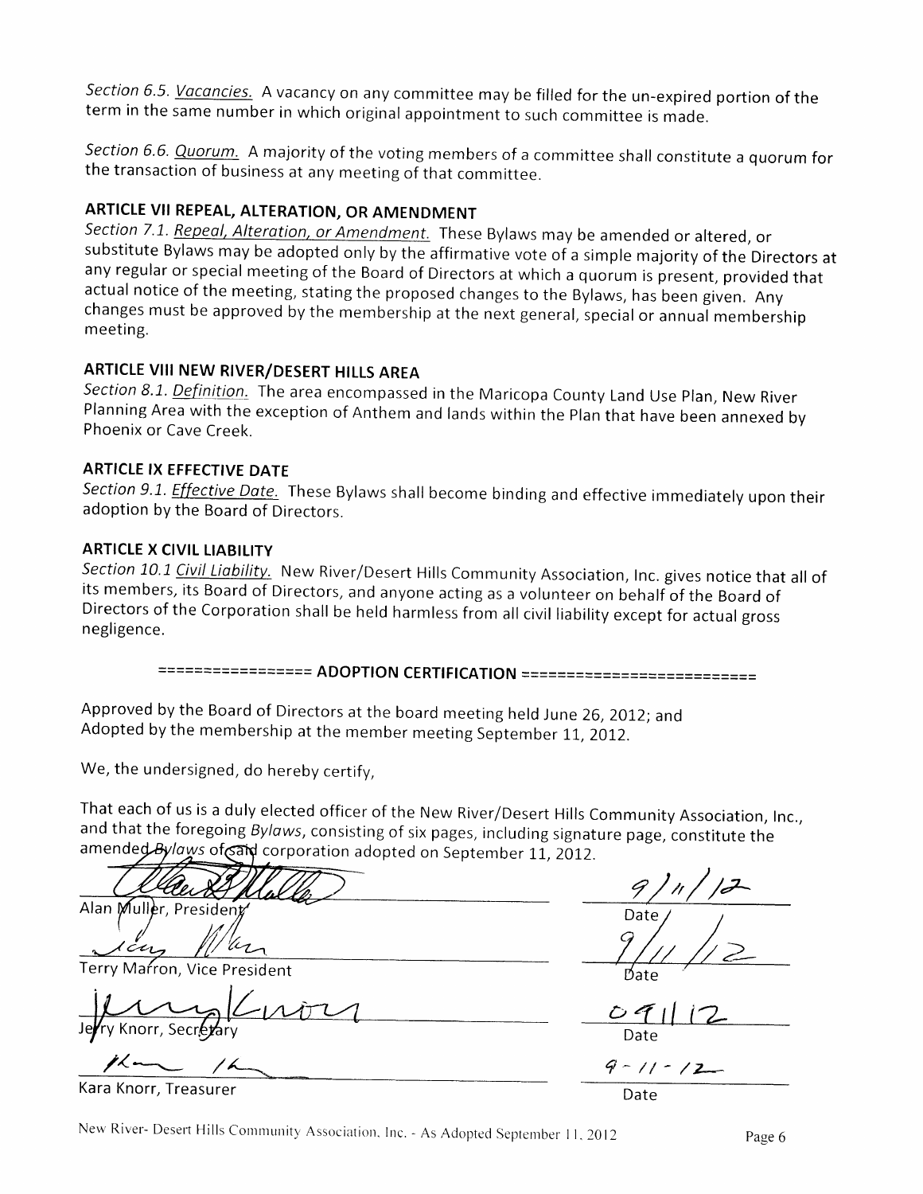*Section 6.5. Vacancies.* A vacancy on any committee may be filled for the un-expired portion of the term in the same number in which original appointment to such committee is made.

*Section 6.6. Quorum.* A majority of the voting members of a committee shall constitute a quorum for the transaction of business at any meeting of that committee.

## ARTICLE VII REPEAL, ALTERATION, OR AMENDMENT

*Section 7.1. Repeal, Alteration, or Amendment.* These Bylaws may be amended or altered, or substitute Bylaws may be adopted only by the affirmative vote of a simple majority of the Directors at any regular or special meeting of the Board of Directors at which a quorum is present, provided that actual notice of the meeting, stating the proposed changes to the Bylaws, has been given. Any changes must be approved by the membership at the next general, special or annual membership meeting.

## ARTICLE VIII NEW RIVER/DESERT HILLS AREA

*Section 8.1. Definition.* The area encompassed in the Maricopa County Land Use Plan, New River Planning Area with the exception of Anthem and lands within the Plan that have been annexed by Phoenix or Cave Creek.

## ARTICLE IX EFFECTIVE DATE

*Section 9.1. Effective Date.* These Bylaws shall become binding and effective immediately upon their adoption by the Board of Directors.

## ARTICLE X CIVIL LIABILITY

*Section 10.1 Civil Liability.* New River/Desert Hills Community Association, Inc. gives notice that all of its members, its Board of Directors, and anyone acting as a volunteer on behalf of the Board of Directors of the Corporation shall be held harmless from all civil liability except for actual gross negligence.

**================ ADOPTION CERTIFICATION ========================**

Approved by the Board of Directors at the board meeting held June 26, 2012; and
Adopted by the membership at the member meeting September 11, 2012.

We, the undersigned, do hereby certify,

That each of us is a duly elected officer of the New River/Desert Hills Community Association, Inc., and that the foregoing *Bylaws*, consisting of six pages, including signature page, constitute the amended *Bylaws* of said corporation adopted on September 11, 2012.

| | |
|---|---|
| Alan Muller, President | 9/11/12 Date |
| Terry Marron, Vice President | 9/11/12 Date |
| Jerry Knorr, Secretary | 09 11 12 Date |
| Kara Knorr, Treasurer | 9-11-12 Date |

New River- Desert Hills Community Association, Inc. - As Adopted September 11, 2012